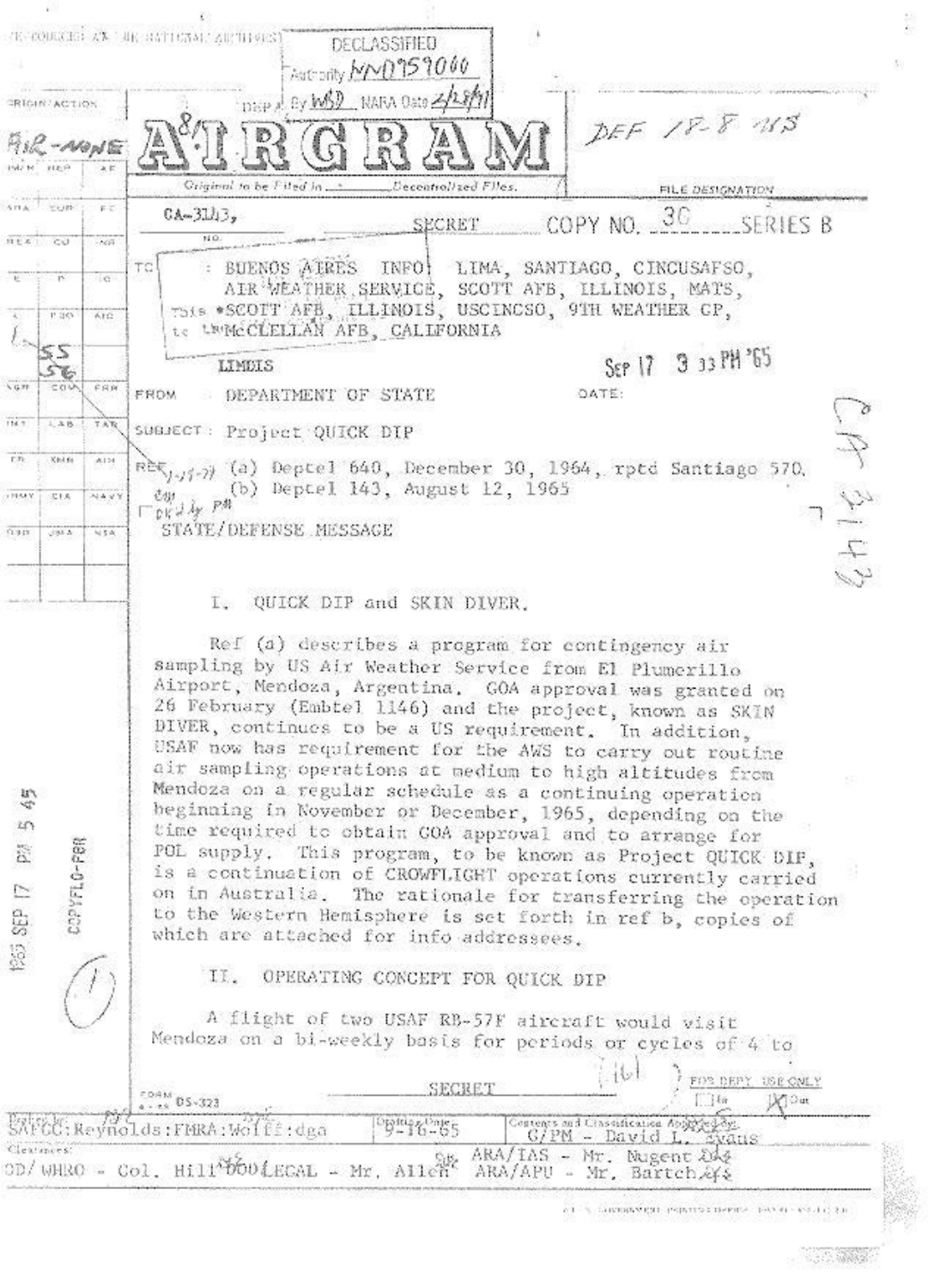REPRODUCED AT THE NATIONAL ARCHIVES

DECLASSIFIED
Authority NND959060
By WSD NARA Date 2/28/11

AIR-NONE

# AIRGRAM

DEF 18-8 US

Original to be Filed in ___ Decentralized Files.

FILE DESIGNATION

CA-3143, SECRET COPY NO. 30 SERIES B

NO.

TO : BUENOS AIRES INFO: LIMA, SANTIAGO, CINCUSAFSO, AIR WEATHER SERVICE, SCOTT AFB, ILLINOIS, MATS, SCOTT AFB, ILLINOIS, USCINCSO, 9TH WEATHER GP, McCLELLAN AFB, CALIFORNIA

LIMDIS

Sep 17 3 33 PM '65

FROM : DEPARTMENT OF STATE DATE:

SUBJECT: Project QUICK DIP

REF: (a) Deptel 640, December 30, 1964, rptd Santiago 570.
(b) Deptel 143, August 12, 1965

STATE/DEFENSE MESSAGE

CA 3143

## I. QUICK DIP and SKIN DIVER.

Ref (a) describes a program for contingency air sampling by US Air Weather Service from El Plumerillo Airport, Mendoza, Argentina. GOA approval was granted on 26 February (Embtel 1146) and the project, known as SKIN DIVER, continues to be a US requirement. In addition, USAF now has requirement for the AWS to carry out routine air sampling operations at medium to high altitudes from Mendoza on a regular schedule as a continuing operation beginning in November or December, 1965, depending on the time required to obtain GOA approval and to arrange for POL supply. This program, to be known as Project QUICK DIP, is a continuation of CROWFLIGHT operations currently carried on in Australia. The rationale for transferring the operation to the Western Hemisphere is set forth in ref b, copies of which are attached for info addressees.

## II. OPERATING CONCEPT FOR QUICK DIP

A flight of two USAF RB-57F aircraft would visit Mendoza on a bi-weekly basis for periods or cycles of 4 to

1965 SEP 17 PM 5 45

COPYFLO-PBR

SECRET

FORM DS-323

FOR DEPT. USE ONLY

Drafted by: SAFGC:Reynolds:FMRA:Wolff:dga

Drafting Date: 9-16-65

Contents and Classification Approved by: G/PM - David L. Evans

Clearances:
OD/WHRO - Col. Hill
LEGAL - Mr. Allen
ARA/IAS - Mr. Nugent
ARA/APU - Mr. Bartch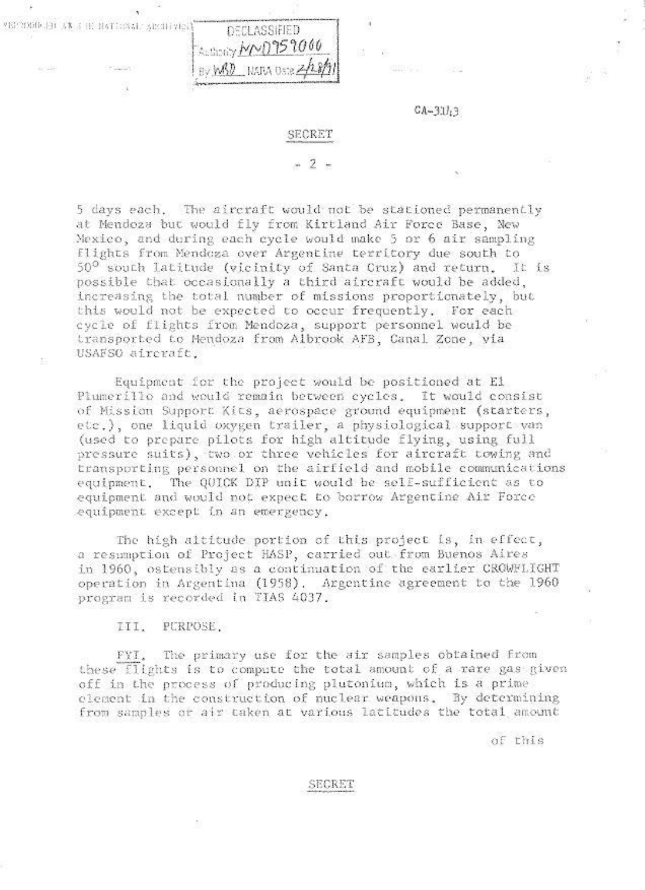DECLASSIFIED
Authority NND959066
By WAD NARA Date 2/28/91

CA-3143

SECRET

5 days each. The aircraft would not be stationed permanently at Mendoza but would fly from Kirtland Air Force Base, New Mexico, and during each cycle would make 5 or 6 air sampling flights from Mendoza over Argentine territory due south to 50° south latitude (vicinity of Santa Cruz) and return. It is possible that occasionally a third aircraft would be added, increasing the total number of missions proportionately, but this would not be expected to occur frequently. For each cycle of flights from Mendoza, support personnel would be transported to Mendoza from Albrook AFB, Canal Zone, via USAFSO aircraft.

Equipment for the project would be positioned at El Plumerillo and would remain between cycles. It would consist of Mission Support Kits, aerospace ground equipment (starters, etc.), one liquid oxygen trailer, a physiological support van (used to prepare pilots for high altitude flying, using full pressure suits), two or three vehicles for aircraft towing and transporting personnel on the airfield and mobile communications equipment. The QUICK DIP unit would be self-sufficient as to equipment and would not expect to borrow Argentine Air Force equipment except in an emergency.

The high altitude portion of this project is, in effect, a resumption of Project HASP, carried out from Buenos Aires in 1960, ostensibly as a continuation of the earlier CROWFLIGHT operation in Argentina (1958). Argentine agreement to the 1960 program is recorded in TIAS 4037.

III. PURPOSE.

FYI. The primary use for the air samples obtained from these flights is to compute the total amount of a rare gas given off in the process of producing plutonium, which is a prime element in the construction of nuclear weapons. By determining from samples of air taken at various latitudes the total amount

of this

SECRET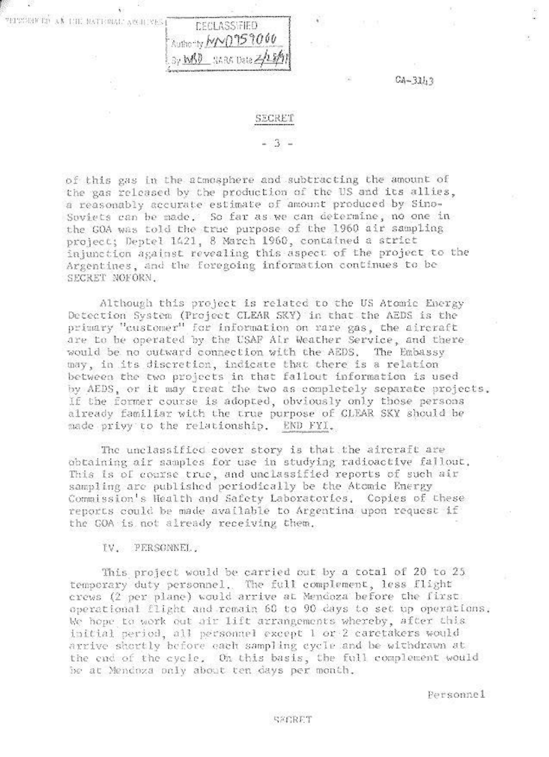DECLASSIFIED
Authority NND959000
By WBD NARA Date 2/28/11

CA-3143

SECRET

of this gas in the atmosphere and subtracting the amount of the gas released by the production of the US and its allies, a reasonably accurate estimate of amount produced by Sino-Soviets can be made. So far as we can determine, no one in the GOA was told the true purpose of the 1960 air sampling project; Deptel 1421, 8 March 1960, contained a strict injunction against revealing this aspect of the project to the Argentines, and the foregoing information continues to be SECRET NOFORN.

Although this project is related to the US Atomic Energy Detection System (Project CLEAR SKY) in that the AEDS is the primary "customer" for information on rare gas, the aircraft are to be operated by the USAF Air Weather Service, and there would be no outward connection with the AEDS. The Embassy may, in its discretion, indicate that there is a relation between the two projects in that fallout information is used by AEDS, or it may treat the two as completely separate projects. If the former course is adopted, obviously only those persons already familiar with the true purpose of CLEAR SKY should be made privy to the relationship. END FYI.

The unclassified cover story is that the aircraft are obtaining air samples for use in studying radioactive fallout. This is of course true, and unclassified reports of such air sampling are published periodically be the Atomic Energy Commission's Health and Safety Laboratories. Copies of these reports could be made available to Argentina upon request if the GOA is not already receiving them.

IV. PERSONNEL.

This project would be carried out by a total of 20 to 25 temporary duty personnel. The full complement, less flight crews (2 per plane) would arrive at Mendoza before the first operational flight and remain 60 to 90 days to set up operations. We hope to work out air lift arrangements whereby, after this initial period, all personnel except 1 or 2 caretakers would arrive shortly before each sampling cycle and be withdrawn at the end of the cycle. On this basis, the full complement would be at Mendoza only about ten days per month.

Personnel

SECRET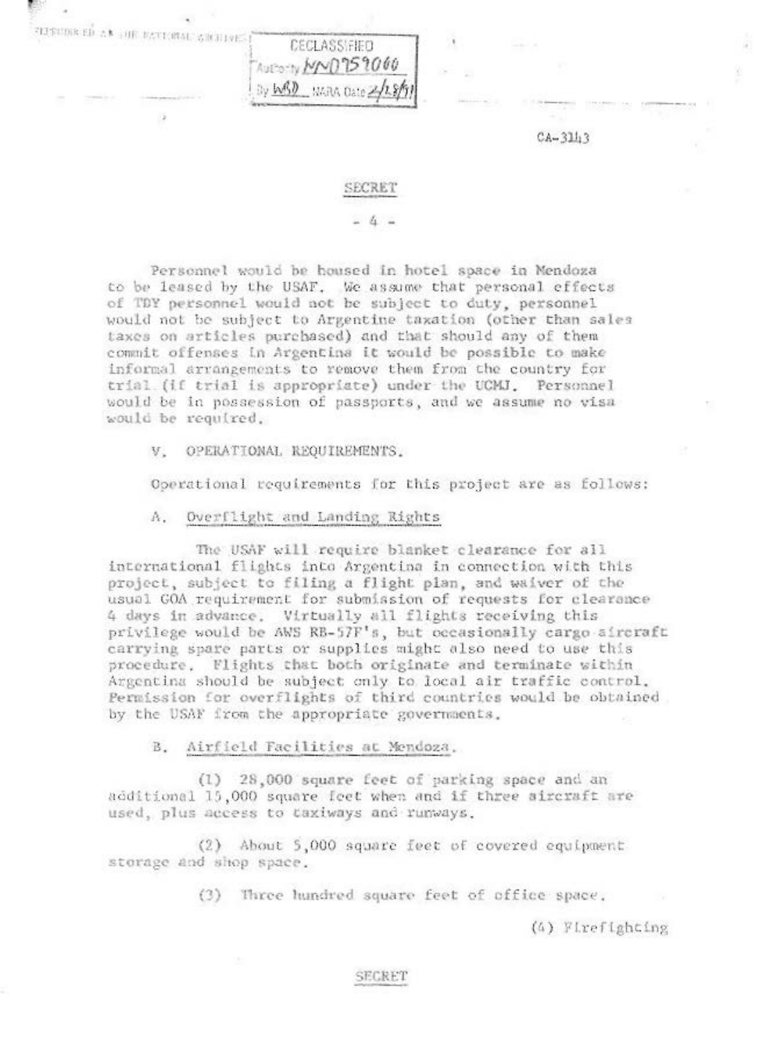SECRET

Personnel would be housed in hotel space in Mendoza to be leased by the USAF. We assume that personal effects of TDY personnel would not be subject to duty, personnel would not be subject to Argentine taxation (other than sales taxes on articles purchased) and that should any of them commit offenses in Argentina it would be possible to make informal arrangements to remove them from the country for trial (if trial is appropriate) under the UCMJ. Personnel would be in possession of passports, and we assume no visa would be required.

## V. OPERATIONAL REQUIREMENTS.

Operational requirements for this project are as follows:

### A. Overflight and Landing Rights

The USAF will require blanket clearance for all international flights into Argentina in connection with this project, subject to filing a flight plan, and waiver of the usual GOA requirement for submission of requests for clearance 4 days in advance. Virtually all flights receiving this privilege would be AWS RB-57F's, but occasionally cargo aircraft carrying spare parts or supplies might also need to use this procedure. Flights that both originate and terminate within Argentina should be subject only to local air traffic control. Permission for overflights of third countries would be obtained by the USAF from the appropriate governments.

### B. Airfield Facilities at Mendoza.

(1) 28,000 square feet of parking space and an additional 15,000 square feet when and if three aircraft are used, plus access to taxiways and runways.

(2) About 5,000 square feet of covered equipment storage and shop space.

(3) Three hundred square feet of office space.

(4) Firefighting

SECRET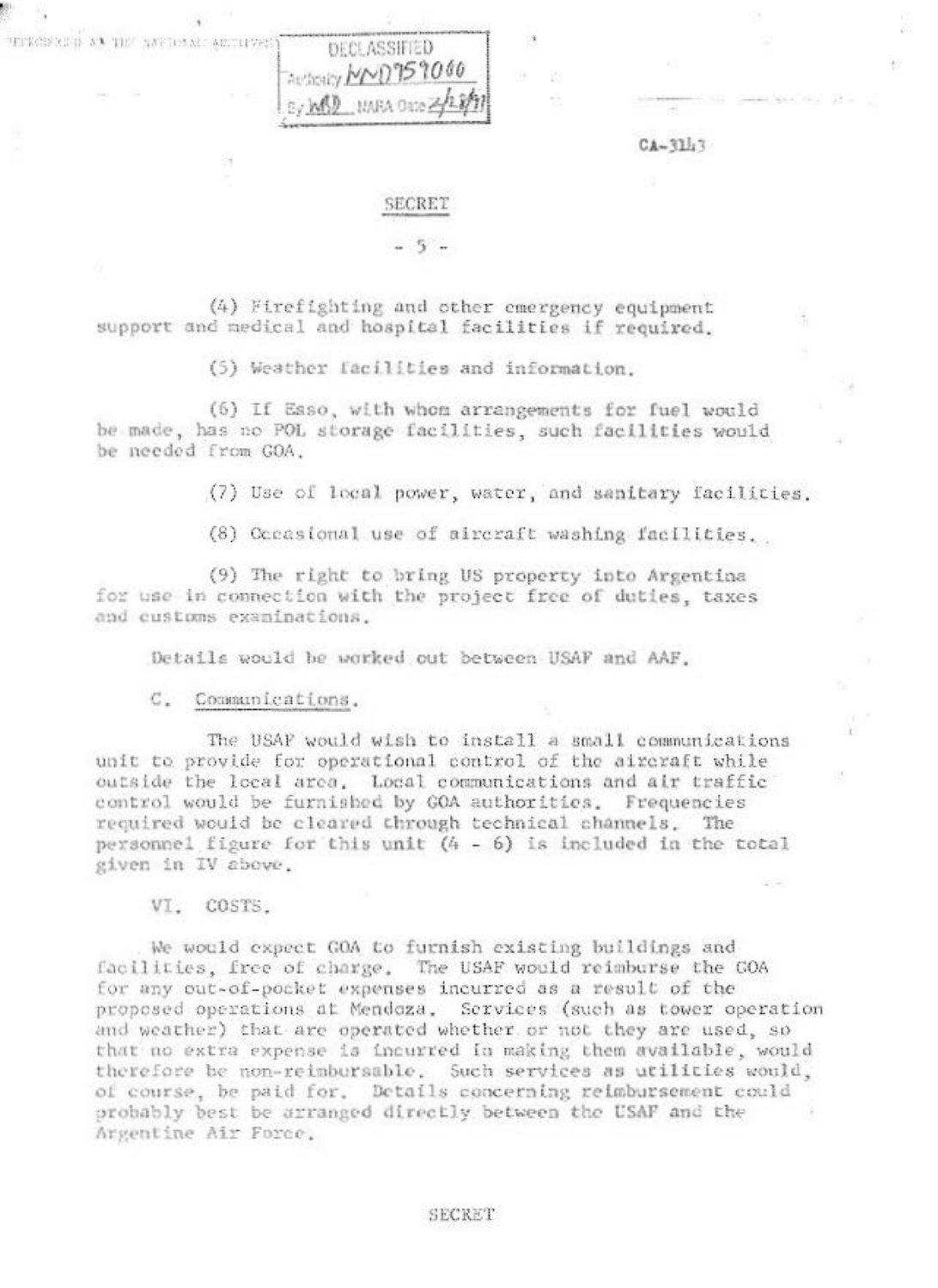DECLASSIFIED
Authority NND759060
By NSD NARA Date 2/28/11

CA-3143

SECRET

(4) Firefighting and other emergency equipment support and medical and hospital facilities if required.

(5) Weather facilities and information.

(6) If Esso, with whom arrangements for fuel would be made, has no POL storage facilities, such facilities would be needed from GOA.

(7) Use of local power, water, and sanitary facilities.

(8) Occasional use of aircraft washing facilities.

(9) The right to bring US property into Argentina for use in connection with the project free of duties, taxes and customs examinations.

Details would be worked out between USAF and AAF.

C. Communications.

The USAF would wish to install a small communications unit to provide for operational control of the aircraft while outside the local area. Local communications and air traffic control would be furnished by GOA authorities. Frequencies required would be cleared through technical channels. The personnel figure for this unit (4 - 6) is included in the total given in IV above.

VI. COSTS.

We would expect GOA to furnish existing buildings and facilities, free of charge. The USAF would reimburse the GOA for any out-of-pocket expenses incurred as a result of the proposed operations at Mendoza. Services (such as tower operation and weather) that are operated whether or not they are used, so that no extra expense is incurred in making them available, would therefore be non-reimbursable. Such services as utilities would, of course, be paid for. Details concerning reimbursement could probably best be arranged directly between the USAF and the Argentine Air Force.

SECRET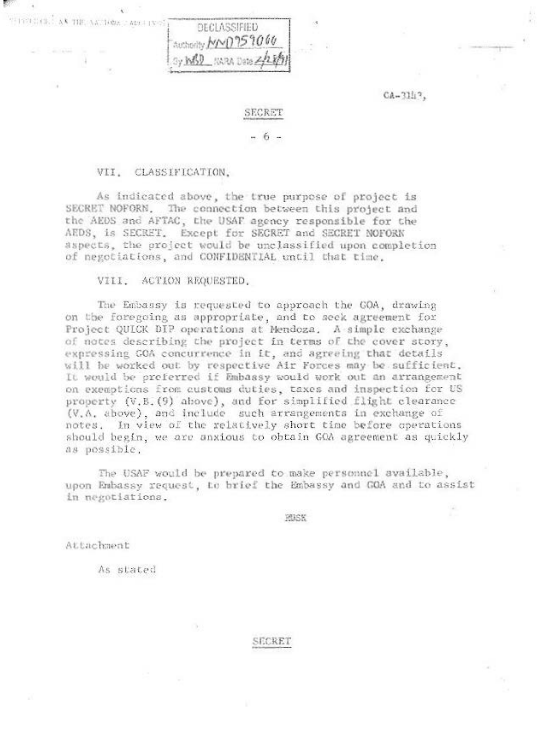DECLASSIFIED
Authority NND759066
By WBD NARA Date 2/28/11

CA-3147,

SECRET

## VII. CLASSIFICATION.

As indicated above, the true purpose of project is SECRET NOFORN. The connection between this project and the AEDS and AFTAC, the USAF agency responsible for the AEDS, is SECRET. Except for SECRET and SECRET NOFORN aspects, the project would be unclassified upon completion of negotiations, and CONFIDENTIAL until that time.

## VIII. ACTION REQUESTED.

The Embassy is requested to approach the GOA, drawing on the foregoing as appropriate, and to seek agreement for Project QUICK DIP operations at Mendoza. A simple exchange of notes describing the project in terms of the cover story, expressing GOA concurrence in it, and agreeing that details will be worked out by respective Air Forces may be sufficient. It would be preferred if Embassy would work out an arrangement on exemptions from customs duties, taxes and inspection for US property (V.B.(9) above), and for simplified flight clearance (V.A. above), and include such arrangements in exchange of notes. In view of the relatively short time before operations should begin, we are anxious to obtain GOA agreement as quickly as possible.

The USAF would be prepared to make personnel available, upon Embassy request, to brief the Embassy and GOA and to assist in negotiations.

RUSK

Attachment

As stated

SECRET